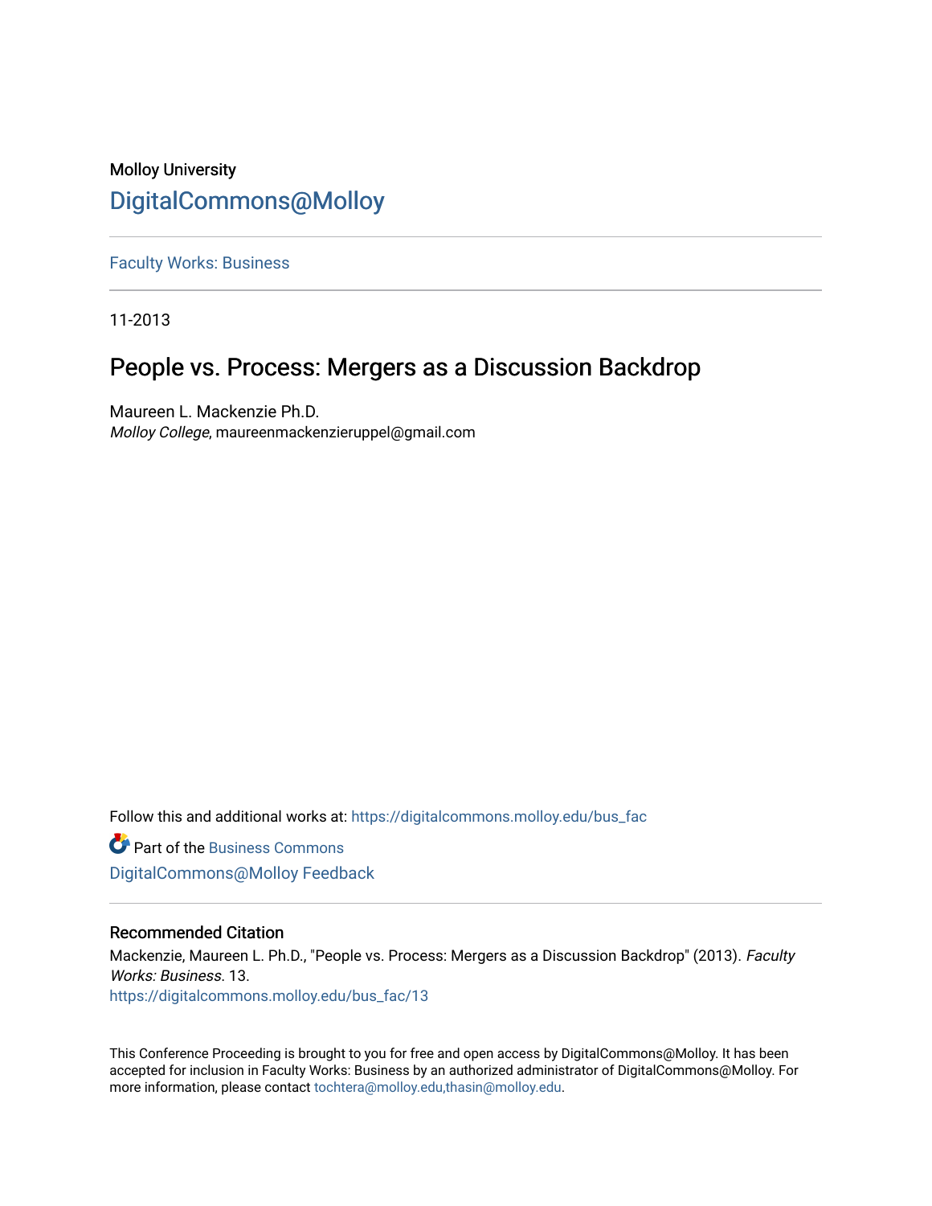Molloy University

# DigitalCommons@Molloy

Faculty Works: Business

11-2013

## People vs. Process: Mergers as a Discussion Backdrop

Maureen L. Mackenzie Ph.D.
*Molloy College*, maureenmackenzieruppel@gmail.com

Follow this and additional works at: https://digitalcommons.molloy.edu/bus_fac

Part of the Business Commons

DigitalCommons@Molloy Feedback

### Recommended Citation

Mackenzie, Maureen L. Ph.D., "People vs. Process: Mergers as a Discussion Backdrop" (2013). *Faculty Works: Business*. 13.
https://digitalcommons.molloy.edu/bus_fac/13

This Conference Proceeding is brought to you for free and open access by DigitalCommons@Molloy. It has been accepted for inclusion in Faculty Works: Business by an authorized administrator of DigitalCommons@Molloy. For more information, please contact tochtera@molloy.edu,thasin@molloy.edu.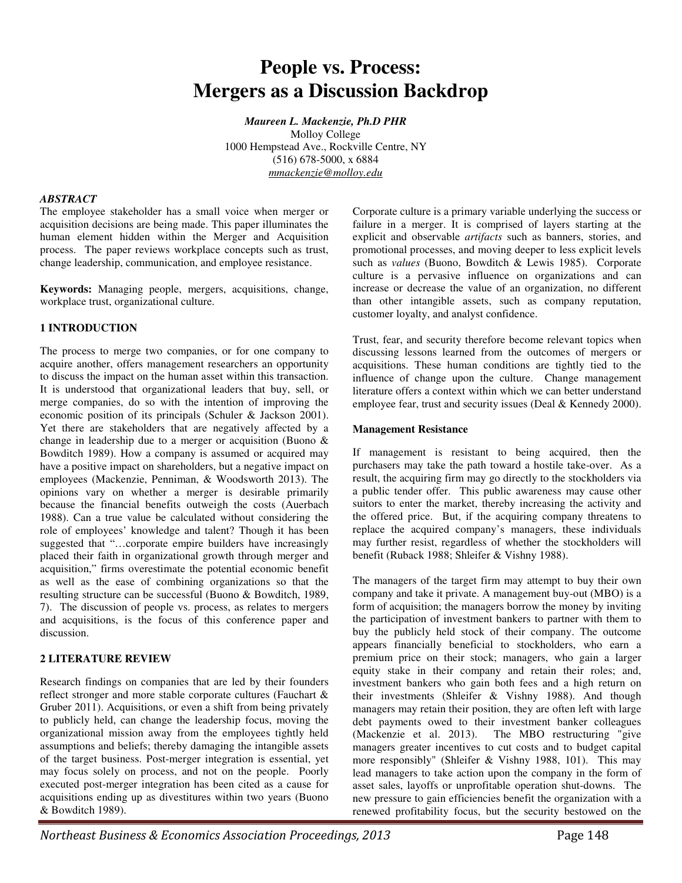# People vs. Process: Mergers as a Discussion Backdrop

***Maureen L. Mackenzie, Ph.D PHR***
Molloy College
1000 Hempstead Ave., Rockville Centre, NY
(516) 678-5000, x 6884
mmackenzie@molloy.edu

### *ABSTRACT*

The employee stakeholder has a small voice when merger or acquisition decisions are being made. This paper illuminates the human element hidden within the Merger and Acquisition process. The paper reviews workplace concepts such as trust, change leadership, communication, and employee resistance.

**Keywords:** Managing people, mergers, acquisitions, change, workplace trust, organizational culture.

## 1 INTRODUCTION

The process to merge two companies, or for one company to acquire another, offers management researchers an opportunity to discuss the impact on the human asset within this transaction. It is understood that organizational leaders that buy, sell, or merge companies, do so with the intention of improving the economic position of its principals (Schuler & Jackson 2001). Yet there are stakeholders that are negatively affected by a change in leadership due to a merger or acquisition (Buono & Bowditch 1989). How a company is assumed or acquired may have a positive impact on shareholders, but a negative impact on employees (Mackenzie, Penniman, & Woodsworth 2013). The opinions vary on whether a merger is desirable primarily because the financial benefits outweigh the costs (Auerbach 1988). Can a true value be calculated without considering the role of employees' knowledge and talent? Though it has been suggested that "…corporate empire builders have increasingly placed their faith in organizational growth through merger and acquisition," firms overestimate the potential economic benefit as well as the ease of combining organizations so that the resulting structure can be successful (Buono & Bowditch, 1989, 7). The discussion of people vs. process, as relates to mergers and acquisitions, is the focus of this conference paper and discussion.

## 2 LITERATURE REVIEW

Research findings on companies that are led by their founders reflect stronger and more stable corporate cultures (Fauchart & Gruber 2011). Acquisitions, or even a shift from being privately to publicly held, can change the leadership focus, moving the organizational mission away from the employees tightly held assumptions and beliefs; thereby damaging the intangible assets of the target business. Post-merger integration is essential, yet may focus solely on process, and not on the people. Poorly executed post-merger integration has been cited as a cause for acquisitions ending up as divestitures within two years (Buono & Bowditch 1989).

Corporate culture is a primary variable underlying the success or failure in a merger. It is comprised of layers starting at the explicit and observable *artifacts* such as banners, stories, and promotional processes, and moving deeper to less explicit levels such as *values* (Buono, Bowditch & Lewis 1985). Corporate culture is a pervasive influence on organizations and can increase or decrease the value of an organization, no different than other intangible assets, such as company reputation, customer loyalty, and analyst confidence.

Trust, fear, and security therefore become relevant topics when discussing lessons learned from the outcomes of mergers or acquisitions. These human conditions are tightly tied to the influence of change upon the culture. Change management literature offers a context within which we can better understand employee fear, trust and security issues (Deal & Kennedy 2000).

### Management Resistance

If management is resistant to being acquired, then the purchasers may take the path toward a hostile take-over. As a result, the acquiring firm may go directly to the stockholders via a public tender offer. This public awareness may cause other suitors to enter the market, thereby increasing the activity and the offered price. But, if the acquiring company threatens to replace the acquired company's managers, these individuals may further resist, regardless of whether the stockholders will benefit (Ruback 1988; Shleifer & Vishny 1988).

The managers of the target firm may attempt to buy their own company and take it private. A management buy-out (MBO) is a form of acquisition; the managers borrow the money by inviting the participation of investment bankers to partner with them to buy the publicly held stock of their company. The outcome appears financially beneficial to stockholders, who earn a premium price on their stock; managers, who gain a larger equity stake in their company and retain their roles; and, investment bankers who gain both fees and a high return on their investments (Shleifer & Vishny 1988). And though managers may retain their position, they are often left with large debt payments owed to their investment banker colleagues (Mackenzie et al. 2013). The MBO restructuring "give managers greater incentives to cut costs and to budget capital more responsibly" (Shleifer & Vishny 1988, 101). This may lead managers to take action upon the company in the form of asset sales, layoffs or unprofitable operation shut-downs. The new pressure to gain efficiencies benefit the organization with a renewed profitability focus, but the security bestowed on the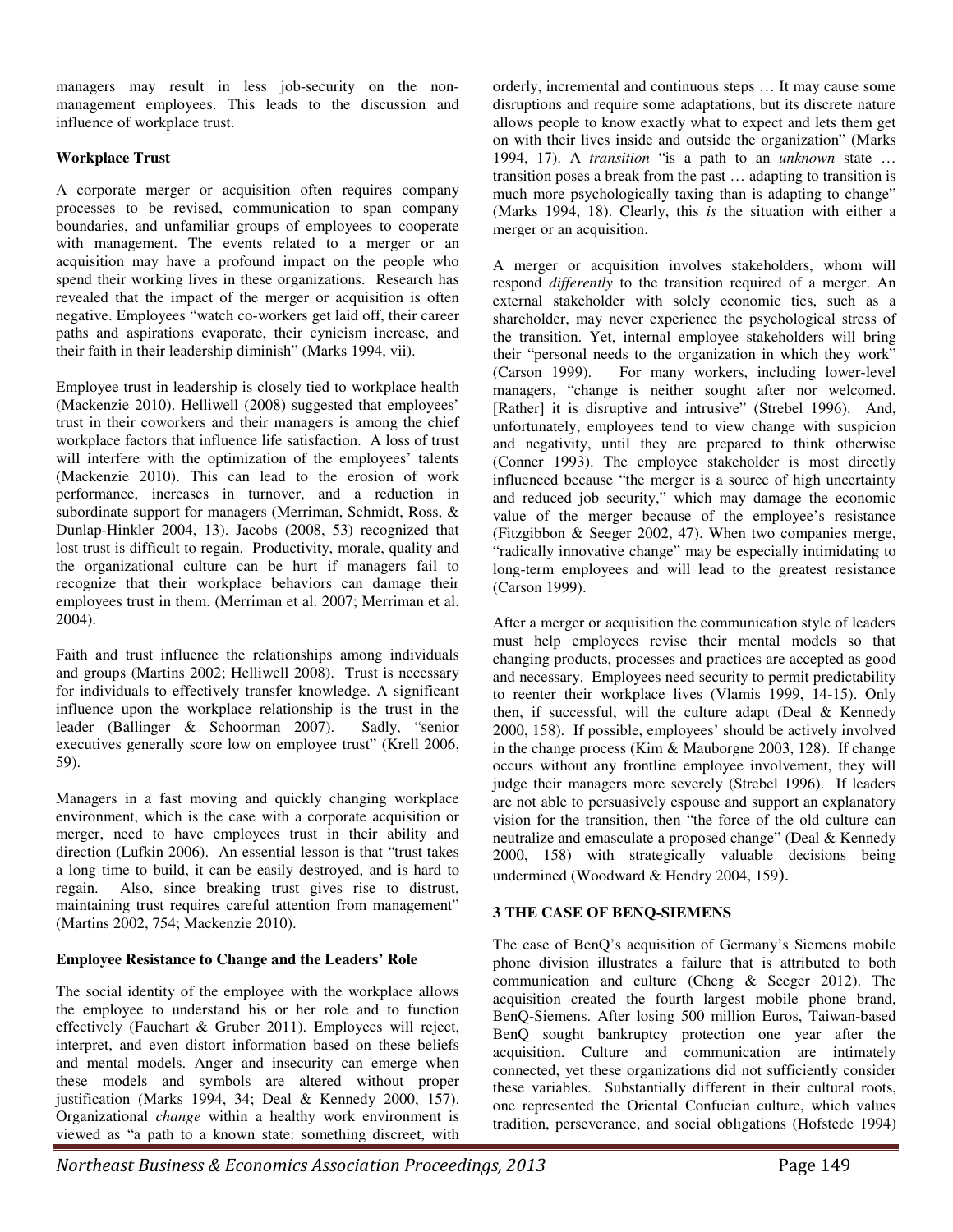managers may result in less job-security on the non-management employees. This leads to the discussion and influence of workplace trust.

**Workplace Trust**

A corporate merger or acquisition often requires company processes to be revised, communication to span company boundaries, and unfamiliar groups of employees to cooperate with management. The events related to a merger or an acquisition may have a profound impact on the people who spend their working lives in these organizations. Research has revealed that the impact of the merger or acquisition is often negative. Employees "watch co-workers get laid off, their career paths and aspirations evaporate, their cynicism increase, and their faith in their leadership diminish" (Marks 1994, vii).

Employee trust in leadership is closely tied to workplace health (Mackenzie 2010). Helliwell (2008) suggested that employees' trust in their coworkers and their managers is among the chief workplace factors that influence life satisfaction. A loss of trust will interfere with the optimization of the employees' talents (Mackenzie 2010). This can lead to the erosion of work performance, increases in turnover, and a reduction in subordinate support for managers (Merriman, Schmidt, Ross, & Dunlap-Hinkler 2004, 13). Jacobs (2008, 53) recognized that lost trust is difficult to regain. Productivity, morale, quality and the organizational culture can be hurt if managers fail to recognize that their workplace behaviors can damage their employees trust in them. (Merriman et al. 2007; Merriman et al. 2004).

Faith and trust influence the relationships among individuals and groups (Martins 2002; Helliwell 2008). Trust is necessary for individuals to effectively transfer knowledge. A significant influence upon the workplace relationship is the trust in the leader (Ballinger & Schoorman 2007). Sadly, "senior executives generally score low on employee trust" (Krell 2006, 59).

Managers in a fast moving and quickly changing workplace environment, which is the case with a corporate acquisition or merger, need to have employees trust in their ability and direction (Lufkin 2006). An essential lesson is that "trust takes a long time to build, it can be easily destroyed, and is hard to regain. Also, since breaking trust gives rise to distrust, maintaining trust requires careful attention from management" (Martins 2002, 754; Mackenzie 2010).

**Employee Resistance to Change and the Leaders' Role**

The social identity of the employee with the workplace allows the employee to understand his or her role and to function effectively (Fauchart & Gruber 2011). Employees will reject, interpret, and even distort information based on these beliefs and mental models. Anger and insecurity can emerge when these models and symbols are altered without proper justification (Marks 1994, 34; Deal & Kennedy 2000, 157). Organizational *change* within a healthy work environment is viewed as "a path to a known state: something discreet, with orderly, incremental and continuous steps … It may cause some disruptions and require some adaptations, but its discrete nature allows people to know exactly what to expect and lets them get on with their lives inside and outside the organization" (Marks 1994, 17). A *transition* "is a path to an *unknown* state … transition poses a break from the past … adapting to transition is much more psychologically taxing than is adapting to change" (Marks 1994, 18). Clearly, this *is* the situation with either a merger or an acquisition.

A merger or acquisition involves stakeholders, whom will respond *differently* to the transition required of a merger. An external stakeholder with solely economic ties, such as a shareholder, may never experience the psychological stress of the transition. Yet, internal employee stakeholders will bring their "personal needs to the organization in which they work" (Carson 1999). For many workers, including lower-level managers, "change is neither sought after nor welcomed. [Rather] it is disruptive and intrusive" (Strebel 1996). And, unfortunately, employees tend to view change with suspicion and negativity, until they are prepared to think otherwise (Conner 1993). The employee stakeholder is most directly influenced because "the merger is a source of high uncertainty and reduced job security," which may damage the economic value of the merger because of the employee's resistance (Fitzgibbon & Seeger 2002, 47). When two companies merge, "radically innovative change" may be especially intimidating to long-term employees and will lead to the greatest resistance (Carson 1999).

After a merger or acquisition the communication style of leaders must help employees revise their mental models so that changing products, processes and practices are accepted as good and necessary. Employees need security to permit predictability to reenter their workplace lives (Vlamis 1999, 14-15). Only then, if successful, will the culture adapt (Deal & Kennedy 2000, 158). If possible, employees' should be actively involved in the change process (Kim & Mauborgne 2003, 128). If change occurs without any frontline employee involvement, they will judge their managers more severely (Strebel 1996). If leaders are not able to persuasively espouse and support an explanatory vision for the transition, then "the force of the old culture can neutralize and emasculate a proposed change" (Deal & Kennedy 2000, 158) with strategically valuable decisions being undermined (Woodward & Hendry 2004, 159).

## 3 THE CASE OF BENQ-SIEMENS

The case of BenQ's acquisition of Germany's Siemens mobile phone division illustrates a failure that is attributed to both communication and culture (Cheng & Seeger 2012). The acquisition created the fourth largest mobile phone brand, BenQ-Siemens. After losing 500 million Euros, Taiwan-based BenQ sought bankruptcy protection one year after the acquisition. Culture and communication are intimately connected, yet these organizations did not sufficiently consider these variables. Substantially different in their cultural roots, one represented the Oriental Confucian culture, which values tradition, perseverance, and social obligations (Hofstede 1994)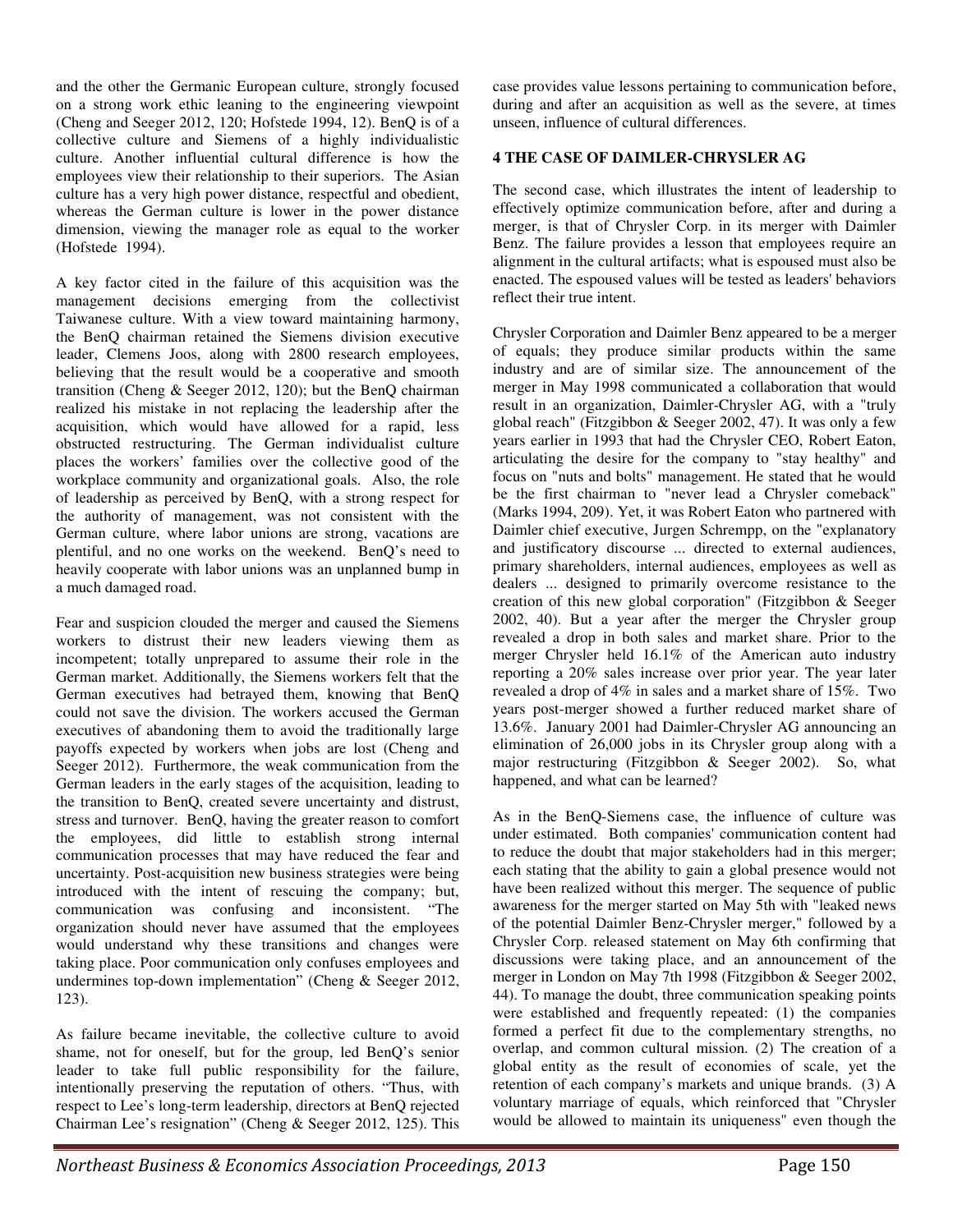and the other the Germanic European culture, strongly focused on a strong work ethic leaning to the engineering viewpoint (Cheng and Seeger 2012, 120; Hofstede 1994, 12). BenQ is of a collective culture and Siemens of a highly individualistic culture. Another influential cultural difference is how the employees view their relationship to their superiors. The Asian culture has a very high power distance, respectful and obedient, whereas the German culture is lower in the power distance dimension, viewing the manager role as equal to the worker (Hofstede 1994).

A key factor cited in the failure of this acquisition was the management decisions emerging from the collectivist Taiwanese culture. With a view toward maintaining harmony, the BenQ chairman retained the Siemens division executive leader, Clemens Joos, along with 2800 research employees, believing that the result would be a cooperative and smooth transition (Cheng & Seeger 2012, 120); but the BenQ chairman realized his mistake in not replacing the leadership after the acquisition, which would have allowed for a rapid, less obstructed restructuring. The German individualist culture places the workers' families over the collective good of the workplace community and organizational goals. Also, the role of leadership as perceived by BenQ, with a strong respect for the authority of management, was not consistent with the German culture, where labor unions are strong, vacations are plentiful, and no one works on the weekend. BenQ's need to heavily cooperate with labor unions was an unplanned bump in a much damaged road.

Fear and suspicion clouded the merger and caused the Siemens workers to distrust their new leaders viewing them as incompetent; totally unprepared to assume their role in the German market. Additionally, the Siemens workers felt that the German executives had betrayed them, knowing that BenQ could not save the division. The workers accused the German executives of abandoning them to avoid the traditionally large payoffs expected by workers when jobs are lost (Cheng and Seeger 2012). Furthermore, the weak communication from the German leaders in the early stages of the acquisition, leading to the transition to BenQ, created severe uncertainty and distrust, stress and turnover. BenQ, having the greater reason to comfort the employees, did little to establish strong internal communication processes that may have reduced the fear and uncertainty. Post-acquisition new business strategies were being introduced with the intent of rescuing the company; but, communication was confusing and inconsistent. "The organization should never have assumed that the employees would understand why these transitions and changes were taking place. Poor communication only confuses employees and undermines top-down implementation" (Cheng & Seeger 2012, 123).

As failure became inevitable, the collective culture to avoid shame, not for oneself, but for the group, led BenQ's senior leader to take full public responsibility for the failure, intentionally preserving the reputation of others. "Thus, with respect to Lee's long-term leadership, directors at BenQ rejected Chairman Lee's resignation" (Cheng & Seeger 2012, 125). This case provides value lessons pertaining to communication before, during and after an acquisition as well as the severe, at times unseen, influence of cultural differences.

## 4 THE CASE OF DAIMLER-CHRYSLER AG

The second case, which illustrates the intent of leadership to effectively optimize communication before, after and during a merger, is that of Chrysler Corp. in its merger with Daimler Benz. The failure provides a lesson that employees require an alignment in the cultural artifacts; what is espoused must also be enacted. The espoused values will be tested as leaders' behaviors reflect their true intent.

Chrysler Corporation and Daimler Benz appeared to be a merger of equals; they produce similar products within the same industry and are of similar size. The announcement of the merger in May 1998 communicated a collaboration that would result in an organization, Daimler-Chrysler AG, with a "truly global reach" (Fitzgibbon & Seeger 2002, 47). It was only a few years earlier in 1993 that had the Chrysler CEO, Robert Eaton, articulating the desire for the company to "stay healthy" and focus on "nuts and bolts" management. He stated that he would be the first chairman to "never lead a Chrysler comeback" (Marks 1994, 209). Yet, it was Robert Eaton who partnered with Daimler chief executive, Jurgen Schrempp, on the "explanatory and justificatory discourse ... directed to external audiences, primary shareholders, internal audiences, employees as well as dealers ... designed to primarily overcome resistance to the creation of this new global corporation" (Fitzgibbon & Seeger 2002, 40). But a year after the merger the Chrysler group revealed a drop in both sales and market share. Prior to the merger Chrysler held 16.1% of the American auto industry reporting a 20% sales increase over prior year. The year later revealed a drop of 4% in sales and a market share of 15%. Two years post-merger showed a further reduced market share of 13.6%. January 2001 had Daimler-Chrysler AG announcing an elimination of 26,000 jobs in its Chrysler group along with a major restructuring (Fitzgibbon & Seeger 2002). So, what happened, and what can be learned?

As in the BenQ-Siemens case, the influence of culture was under estimated. Both companies' communication content had to reduce the doubt that major stakeholders had in this merger; each stating that the ability to gain a global presence would not have been realized without this merger. The sequence of public awareness for the merger started on May 5th with "leaked news of the potential Daimler Benz-Chrysler merger," followed by a Chrysler Corp. released statement on May 6th confirming that discussions were taking place, and an announcement of the merger in London on May 7th 1998 (Fitzgibbon & Seeger 2002, 44). To manage the doubt, three communication speaking points were established and frequently repeated: (1) the companies formed a perfect fit due to the complementary strengths, no overlap, and common cultural mission. (2) The creation of a global entity as the result of economies of scale, yet the retention of each company's markets and unique brands. (3) A voluntary marriage of equals, which reinforced that "Chrysler would be allowed to maintain its uniqueness" even though the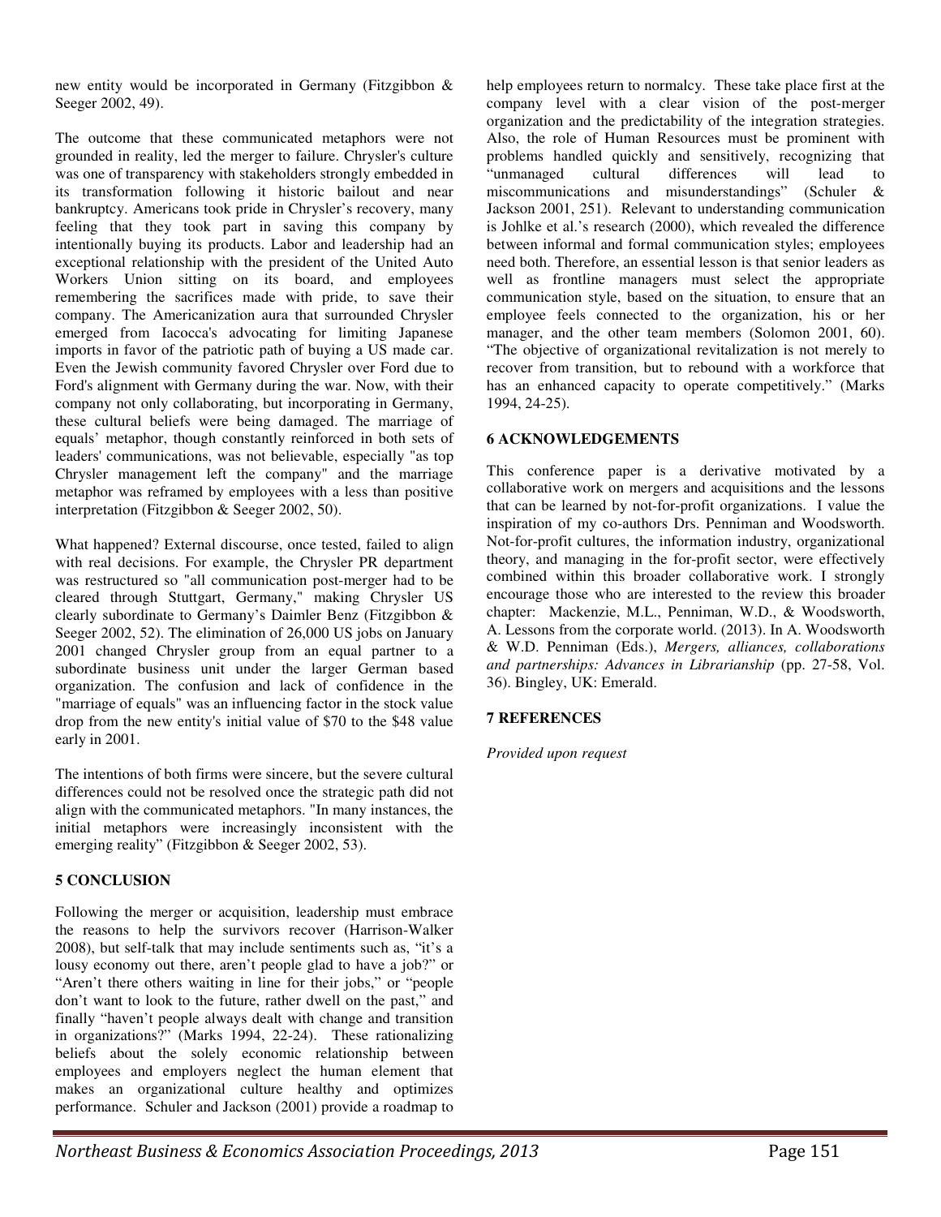new entity would be incorporated in Germany (Fitzgibbon & Seeger 2002, 49).

The outcome that these communicated metaphors were not grounded in reality, led the merger to failure. Chrysler's culture was one of transparency with stakeholders strongly embedded in its transformation following it historic bailout and near bankruptcy. Americans took pride in Chrysler's recovery, many feeling that they took part in saving this company by intentionally buying its products. Labor and leadership had an exceptional relationship with the president of the United Auto Workers Union sitting on its board, and employees remembering the sacrifices made with pride, to save their company. The Americanization aura that surrounded Chrysler emerged from Iacocca's advocating for limiting Japanese imports in favor of the patriotic path of buying a US made car. Even the Jewish community favored Chrysler over Ford due to Ford's alignment with Germany during the war. Now, with their company not only collaborating, but incorporating in Germany, these cultural beliefs were being damaged. The marriage of equals' metaphor, though constantly reinforced in both sets of leaders' communications, was not believable, especially "as top Chrysler management left the company" and the marriage metaphor was reframed by employees with a less than positive interpretation (Fitzgibbon & Seeger 2002, 50).

What happened? External discourse, once tested, failed to align with real decisions. For example, the Chrysler PR department was restructured so "all communication post-merger had to be cleared through Stuttgart, Germany," making Chrysler US clearly subordinate to Germany's Daimler Benz (Fitzgibbon & Seeger 2002, 52). The elimination of 26,000 US jobs on January 2001 changed Chrysler group from an equal partner to a subordinate business unit under the larger German based organization. The confusion and lack of confidence in the "marriage of equals" was an influencing factor in the stock value drop from the new entity's initial value of $70 to the $48 value early in 2001.

The intentions of both firms were sincere, but the severe cultural differences could not be resolved once the strategic path did not align with the communicated metaphors. "In many instances, the initial metaphors were increasingly inconsistent with the emerging reality" (Fitzgibbon & Seeger 2002, 53).

## 5 CONCLUSION

Following the merger or acquisition, leadership must embrace the reasons to help the survivors recover (Harrison-Walker 2008), but self-talk that may include sentiments such as, "it's a lousy economy out there, aren't people glad to have a job?" or "Aren't there others waiting in line for their jobs," or "people don't want to look to the future, rather dwell on the past," and finally "haven't people always dealt with change and transition in organizations?" (Marks 1994, 22-24). These rationalizing beliefs about the solely economic relationship between employees and employers neglect the human element that makes an organizational culture healthy and optimizes performance. Schuler and Jackson (2001) provide a roadmap to help employees return to normalcy. These take place first at the company level with a clear vision of the post-merger organization and the predictability of the integration strategies. Also, the role of Human Resources must be prominent with problems handled quickly and sensitively, recognizing that "unmanaged cultural differences will lead to miscommunications and misunderstandings" (Schuler & Jackson 2001, 251). Relevant to understanding communication is Johlke et al.'s research (2000), which revealed the difference between informal and formal communication styles; employees need both. Therefore, an essential lesson is that senior leaders as well as frontline managers must select the appropriate communication style, based on the situation, to ensure that an employee feels connected to the organization, his or her manager, and the other team members (Solomon 2001, 60). "The objective of organizational revitalization is not merely to recover from transition, but to rebound with a workforce that has an enhanced capacity to operate competitively." (Marks 1994, 24-25).

## 6 ACKNOWLEDGEMENTS

This conference paper is a derivative motivated by a collaborative work on mergers and acquisitions and the lessons that can be learned by not-for-profit organizations. I value the inspiration of my co-authors Drs. Penniman and Woodsworth. Not-for-profit cultures, the information industry, organizational theory, and managing in the for-profit sector, were effectively combined within this broader collaborative work. I strongly encourage those who are interested to the review this broader chapter: Mackenzie, M.L., Penniman, W.D., & Woodsworth, A. Lessons from the corporate world. (2013). In A. Woodsworth & W.D. Penniman (Eds.), *Mergers, alliances, collaborations and partnerships: Advances in Librarianship* (pp. 27-58, Vol. 36). Bingley, UK: Emerald.

## 7 REFERENCES

*Provided upon request*